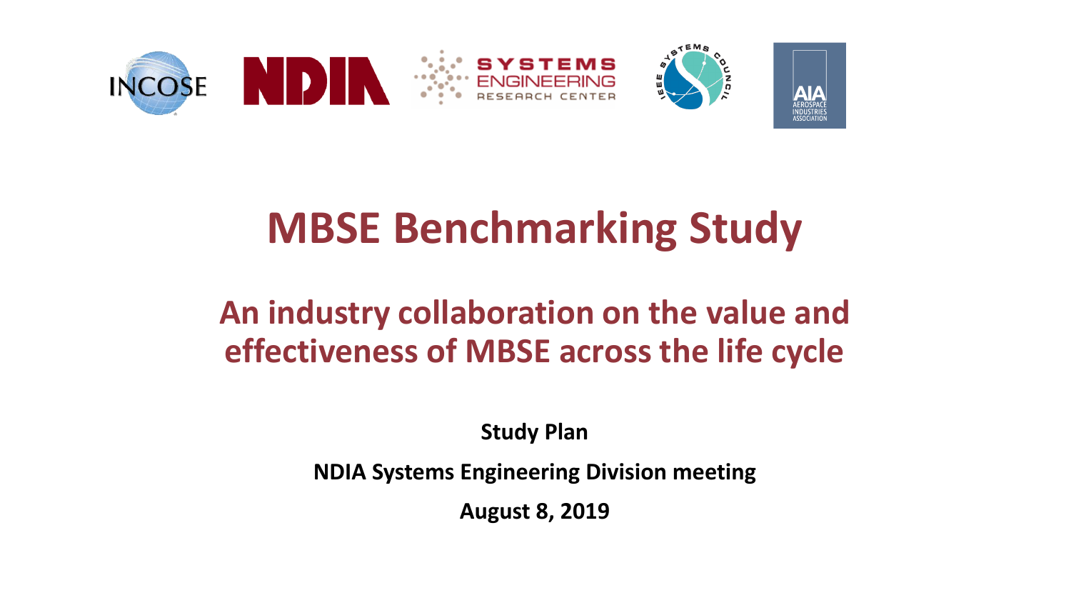# MBSE Benchmarking Study

## An industry collaboration on the value and effectiveness of MBSE across the life cycle

**Study Plan**

**NDIA Systems Engineering Division meeting**

**August 8, 2019**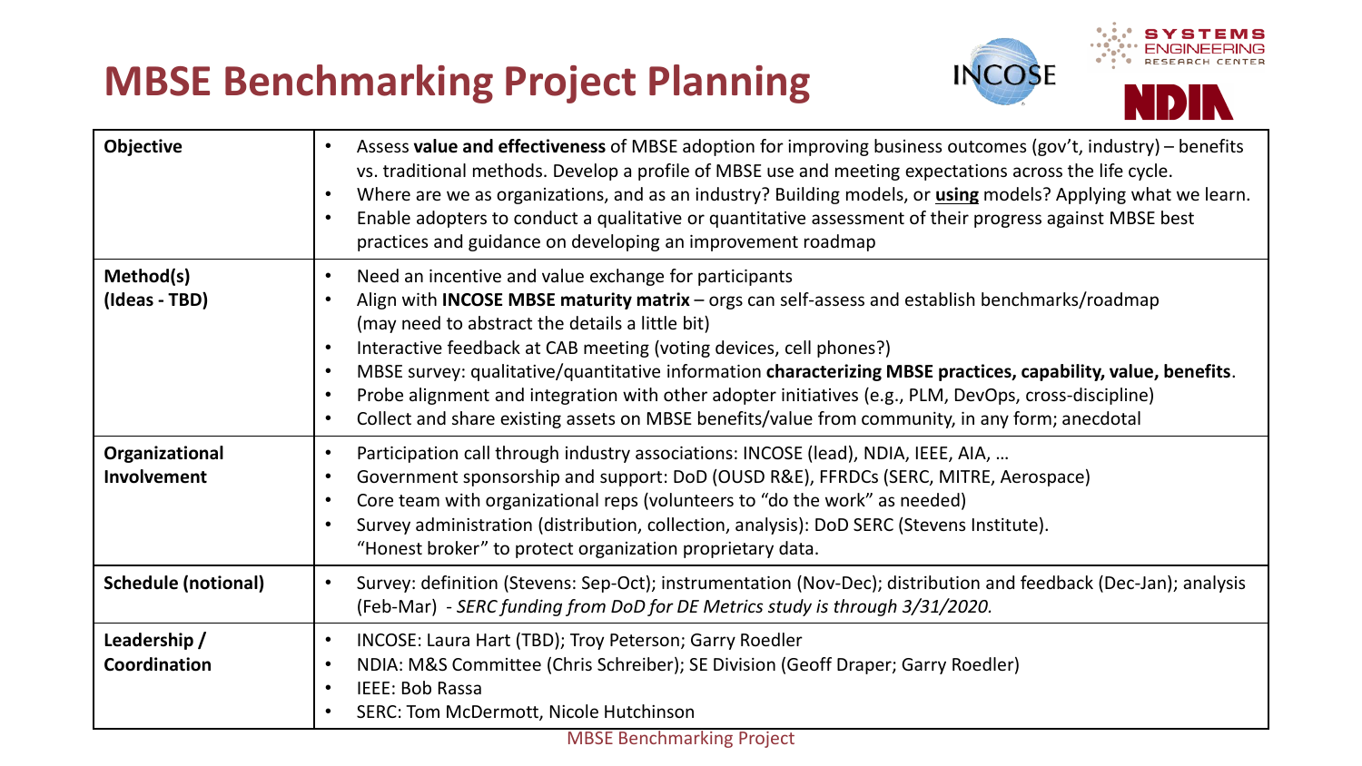# MBSE Benchmarking Project Planning

| | |
|---|---|
| **Objective** | • Assess **value and effectiveness** of MBSE adoption for improving business outcomes (gov't, industry) – benefits vs. traditional methods. Develop a profile of MBSE use and meeting expectations across the life cycle.<br>• Where are we as organizations, and as an industry? Building models, or **using** models? Applying what we learn.<br>• Enable adopters to conduct a qualitative or quantitative assessment of their progress against MBSE best practices and guidance on developing an improvement roadmap |
| **Method(s) (Ideas - TBD)** | • Need an incentive and value exchange for participants<br>• Align with **INCOSE MBSE maturity matrix** – orgs can self-assess and establish benchmarks/roadmap (may need to abstract the details a little bit)<br>• Interactive feedback at CAB meeting (voting devices, cell phones?)<br>• MBSE survey: qualitative/quantitative information **characterizing MBSE practices, capability, value, benefits**.<br>• Probe alignment and integration with other adopter initiatives (e.g., PLM, DevOps, cross-discipline)<br>• Collect and share existing assets on MBSE benefits/value from community, in any form; anecdotal |
| **Organizational Involvement** | • Participation call through industry associations: INCOSE (lead), NDIA, IEEE, AIA, …<br>• Government sponsorship and support: DoD (OUSD R&E), FFRDCs (SERC, MITRE, Aerospace)<br>• Core team with organizational reps (volunteers to "do the work" as needed)<br>• Survey administration (distribution, collection, analysis): DoD SERC (Stevens Institute). "Honest broker" to protect organization proprietary data. |
| **Schedule (notional)** | • Survey: definition (Stevens: Sep-Oct); instrumentation (Nov-Dec); distribution and feedback (Dec-Jan); analysis (Feb-Mar) - *SERC funding from DoD for DE Metrics study is through 3/31/2020.* |
| **Leadership / Coordination** | • INCOSE: Laura Hart (TBD); Troy Peterson; Garry Roedler<br>• NDIA: M&S Committee (Chris Schreiber); SE Division (Geoff Draper; Garry Roedler)<br>• IEEE: Bob Rassa<br>• SERC: Tom McDermott, Nicole Hutchinson |